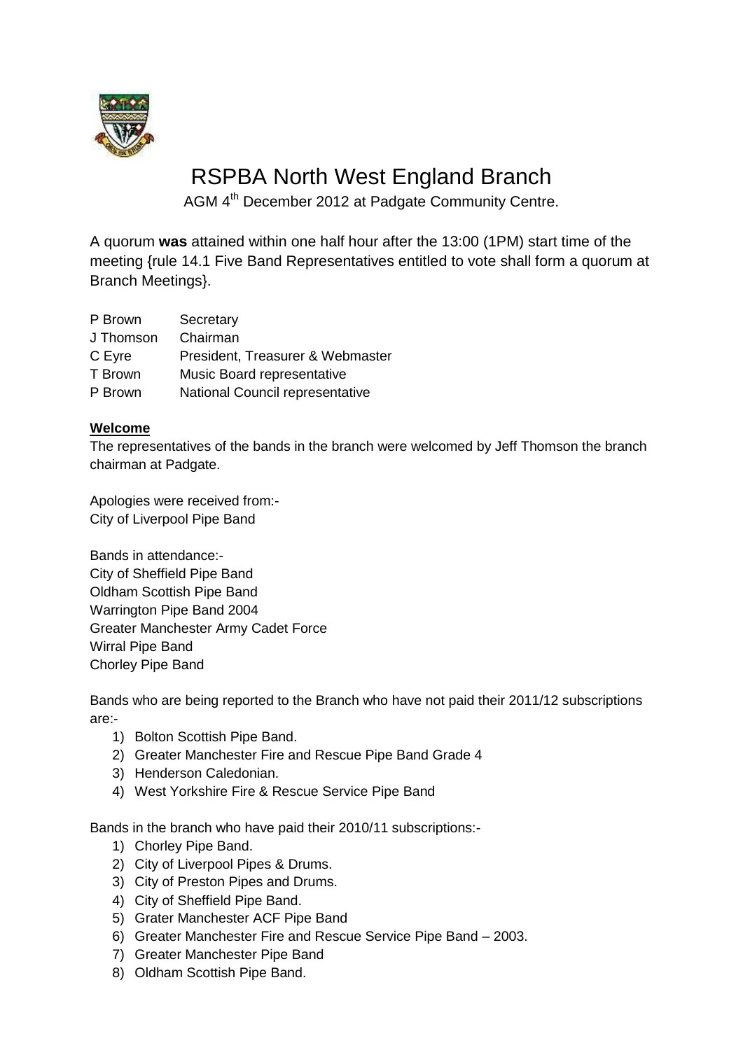# RSPBA North West England Branch

AGM 4th December 2012 at Padgate Community Centre.

A quorum **was** attained within one half hour after the 13:00 (1PM) start time of the meeting {rule 14.1 Five Band Representatives entitled to vote shall form a quorum at Branch Meetings}.

| | |
|---|---|
| P Brown | Secretary |
| J Thomson | Chairman |
| C Eyre | President, Treasurer & Webmaster |
| T Brown | Music Board representative |
| P Brown | National Council representative |

**Welcome**

The representatives of the bands in the branch were welcomed by Jeff Thomson the branch chairman at Padgate.

Apologies were received from:-
City of Liverpool Pipe Band

Bands in attendance:-
City of Sheffield Pipe Band
Oldham Scottish Pipe Band
Warrington Pipe Band 2004
Greater Manchester Army Cadet Force
Wirral Pipe Band
Chorley Pipe Band

Bands who are being reported to the Branch who have not paid their 2011/12 subscriptions are:-

1) Bolton Scottish Pipe Band.
2) Greater Manchester Fire and Rescue Pipe Band Grade 4
3) Henderson Caledonian.
4) West Yorkshire Fire & Rescue Service Pipe Band

Bands in the branch who have paid their 2010/11 subscriptions:-

1) Chorley Pipe Band.
2) City of Liverpool Pipes & Drums.
3) City of Preston Pipes and Drums.
4) City of Sheffield Pipe Band.
5) Grater Manchester ACF Pipe Band
6) Greater Manchester Fire and Rescue Service Pipe Band – 2003.
7) Greater Manchester Pipe Band
8) Oldham Scottish Pipe Band.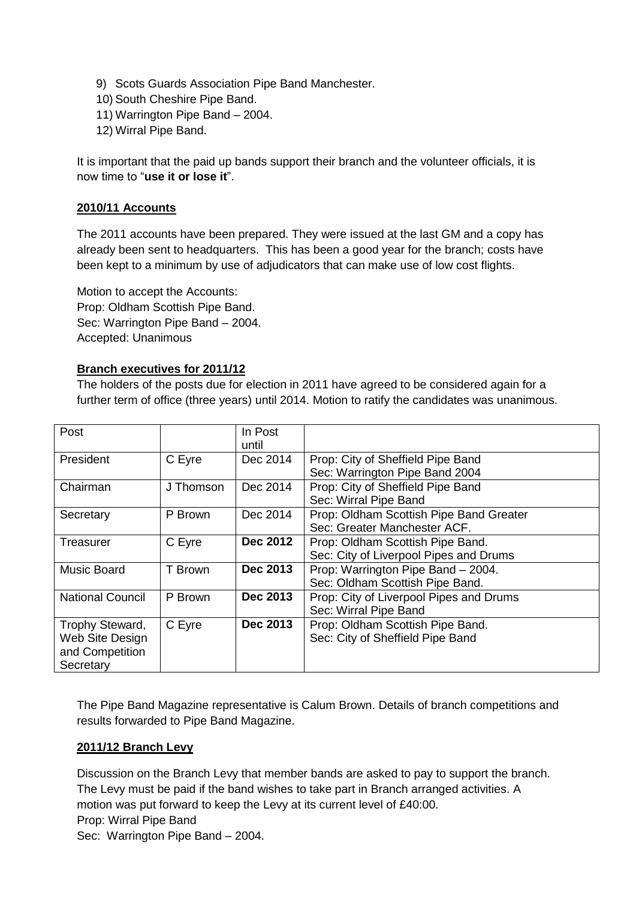9) Scots Guards Association Pipe Band Manchester.
10) South Cheshire Pipe Band.
11) Warrington Pipe Band – 2004.
12) Wirral Pipe Band.

It is important that the paid up bands support their branch and the volunteer officials, it is now time to "**use it or lose it**".

**2010/11 Accounts**

The 2011 accounts have been prepared. They were issued at the last GM and a copy has already been sent to headquarters. This has been a good year for the branch; costs have been kept to a minimum by use of adjudicators that can make use of low cost flights.

Motion to accept the Accounts:
Prop: Oldham Scottish Pipe Band.
Sec: Warrington Pipe Band – 2004.
Accepted: Unanimous

**Branch executives for 2011/12**

The holders of the posts due for election in 2011 have agreed to be considered again for a further term of office (three years) until 2014. Motion to ratify the candidates was unanimous.

| Post | | In Post until | |
|---|---|---|---|
| President | C Eyre | Dec 2014 | Prop: City of Sheffield Pipe Band<br>Sec: Warrington Pipe Band 2004 |
| Chairman | J Thomson | Dec 2014 | Prop: City of Sheffield Pipe Band<br>Sec: Wirral Pipe Band |
| Secretary | P Brown | Dec 2014 | Prop: Oldham Scottish Pipe Band Greater<br>Sec: Greater Manchester ACF. |
| Treasurer | C Eyre | **Dec 2012** | Prop: Oldham Scottish Pipe Band.<br>Sec: City of Liverpool Pipes and Drums |
| Music Board | T Brown | **Dec 2013** | Prop: Warrington Pipe Band – 2004.<br>Sec: Oldham Scottish Pipe Band. |
| National Council | P Brown | **Dec 2013** | Prop: City of Liverpool Pipes and Drums<br>Sec: Wirral Pipe Band |
| Trophy Steward, Web Site Design and Competition Secretary | C Eyre | **Dec 2013** | Prop: Oldham Scottish Pipe Band.<br>Sec: City of Sheffield Pipe Band |

The Pipe Band Magazine representative is Calum Brown. Details of branch competitions and results forwarded to Pipe Band Magazine.

**2011/12 Branch Levy**

Discussion on the Branch Levy that member bands are asked to pay to support the branch. The Levy must be paid if the band wishes to take part in Branch arranged activities. A motion was put forward to keep the Levy at its current level of £40:00.
Prop: Wirral Pipe Band
Sec: Warrington Pipe Band – 2004.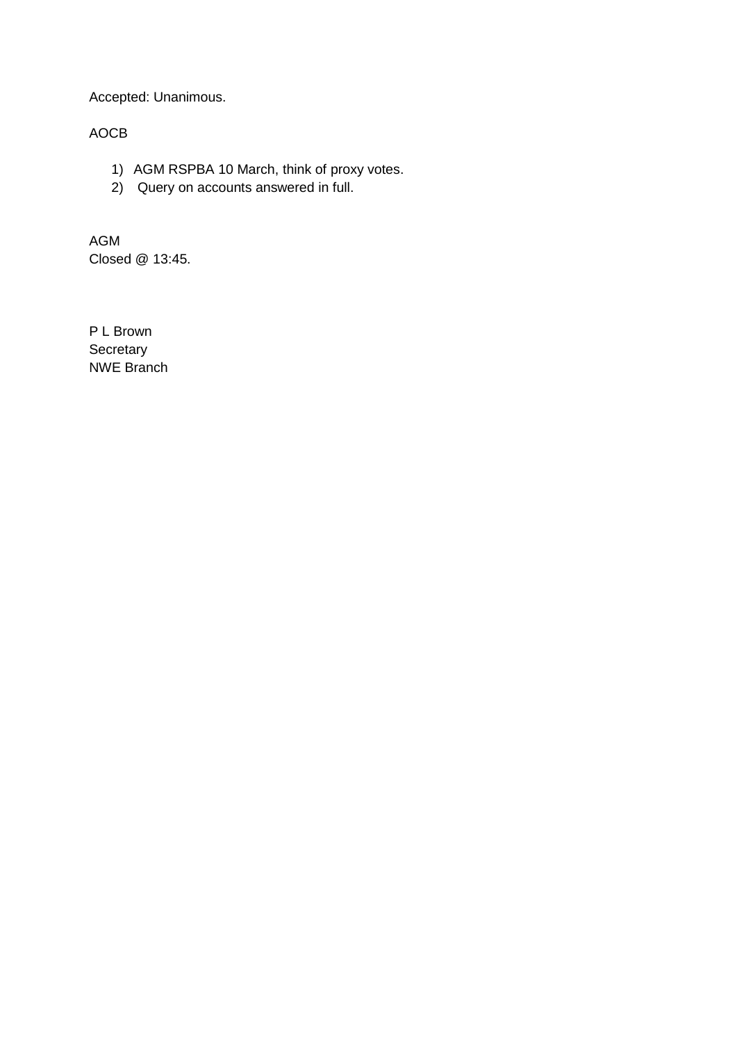Accepted: Unanimous.

AOCB

1) AGM RSPBA 10 March, think of proxy votes.
2) Query on accounts answered in full.

AGM
Closed @ 13:45.

P L Brown
Secretary
NWE Branch